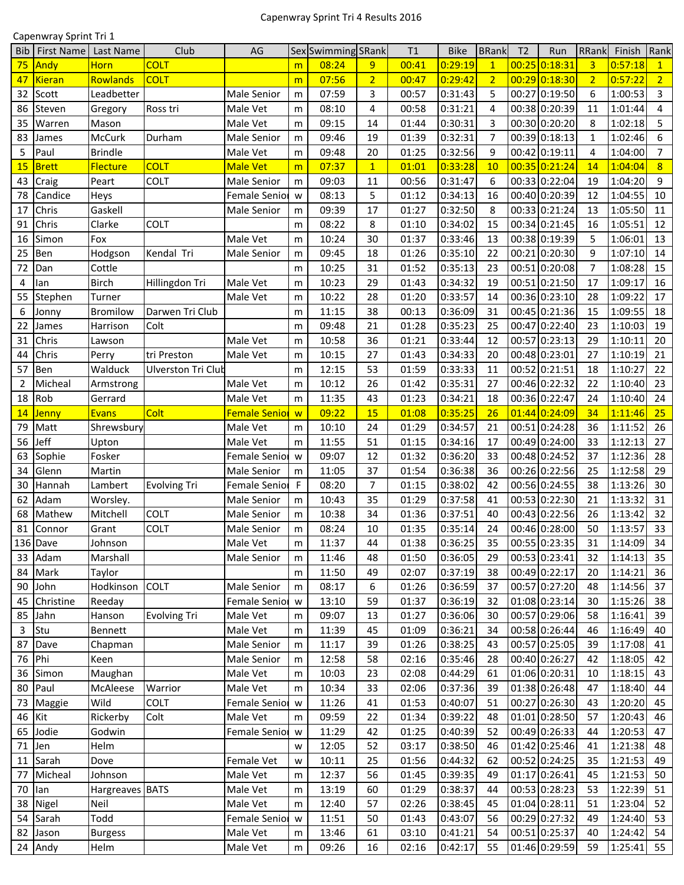Capenwray Sprint Tri 4 Results 2016

Capenwray Sprint Tri 1

| Bib | First Name | Last Name | Club | AG | Sex | Swimming | SRank | T1 | Bike | BRank | T2 | Run | RRank | Finish | Rank |
|---|---|---|---|---|---|---|---|---|---|---|---|---|---|---|---|
| 75 | Andy | Horn | COLT | | m | 08:24 | 9 | 00:41 | 0:29:19 | 1 | 00:25 | 0:18:31 | 3 | 0:57:18 | 1 |
| 47 | Kieran | Rowlands | COLT | | m | 07:56 | 2 | 00:47 | 0:29:42 | 2 | 00:29 | 0:18:30 | 2 | 0:57:22 | 2 |
| 32 | Scott | Leadbetter | | Male Senior | m | 07:59 | 3 | 00:57 | 0:31:43 | 5 | 00:27 | 0:19:50 | 6 | 1:00:53 | 3 |
| 86 | Steven | Gregory | Ross tri | Male Vet | m | 08:10 | 4 | 00:58 | 0:31:21 | 4 | 00:38 | 0:20:39 | 11 | 1:01:44 | 4 |
| 35 | Warren | Mason | | Male Vet | m | 09:15 | 14 | 01:44 | 0:30:31 | 3 | 00:30 | 0:20:20 | 8 | 1:02:18 | 5 |
| 83 | James | McCurk | Durham | Male Senior | m | 09:46 | 19 | 01:39 | 0:32:31 | 7 | 00:39 | 0:18:13 | 1 | 1:02:46 | 6 |
| 5 | Paul | Brindle | | Male Vet | m | 09:48 | 20 | 01:25 | 0:32:56 | 9 | 00:42 | 0:19:11 | 4 | 1:04:00 | 7 |
| 15 | Brett | Flecture | COLT | Male Vet | m | 07:37 | 1 | 01:01 | 0:33:28 | 10 | 00:35 | 0:21:24 | 14 | 1:04:04 | 8 |
| 43 | Craig | Peart | COLT | Male Senior | m | 09:03 | 11 | 00:56 | 0:31:47 | 6 | 00:33 | 0:22:04 | 19 | 1:04:20 | 9 |
| 78 | Candice | Heys | | Female Senior | w | 08:13 | 5 | 01:12 | 0:34:13 | 16 | 00:40 | 0:20:39 | 12 | 1:04:55 | 10 |
| 17 | Chris | Gaskell | | Male Senior | m | 09:39 | 17 | 01:27 | 0:32:50 | 8 | 00:33 | 0:21:24 | 13 | 1:05:50 | 11 |
| 91 | Chris | Clarke | COLT | | m | 08:22 | 8 | 01:10 | 0:34:02 | 15 | 00:34 | 0:21:45 | 16 | 1:05:51 | 12 |
| 16 | Simon | Fox | | Male Vet | m | 10:24 | 30 | 01:37 | 0:33:46 | 13 | 00:38 | 0:19:39 | 5 | 1:06:01 | 13 |
| 25 | Ben | Hodgson | Kendal Tri | Male Senior | m | 09:45 | 18 | 01:26 | 0:35:10 | 22 | 00:21 | 0:20:30 | 9 | 1:07:10 | 14 |
| 72 | Dan | Cottle | | | m | 10:25 | 31 | 01:52 | 0:35:13 | 23 | 00:51 | 0:20:08 | 7 | 1:08:28 | 15 |
| 4 | Ian | Birch | Hillingdon Tri | Male Vet | m | 10:23 | 29 | 01:43 | 0:34:32 | 19 | 00:51 | 0:21:50 | 17 | 1:09:17 | 16 |
| 55 | Stephen | Turner | | Male Vet | m | 10:22 | 28 | 01:20 | 0:33:57 | 14 | 00:36 | 0:23:10 | 28 | 1:09:22 | 17 |
| 6 | Jonny | Bromilow | Darwen Tri Club | | m | 11:15 | 38 | 00:13 | 0:36:09 | 31 | 00:45 | 0:21:36 | 15 | 1:09:55 | 18 |
| 22 | James | Harrison | Colt | | m | 09:48 | 21 | 01:28 | 0:35:23 | 25 | 00:47 | 0:22:40 | 23 | 1:10:03 | 19 |
| 31 | Chris | Lawson | | Male Vet | m | 10:58 | 36 | 01:21 | 0:33:44 | 12 | 00:57 | 0:23:13 | 29 | 1:10:11 | 20 |
| 44 | Chris | Perry | tri Preston | Male Vet | m | 10:15 | 27 | 01:43 | 0:34:33 | 20 | 00:48 | 0:23:01 | 27 | 1:10:19 | 21 |
| 57 | Ben | Walduck | Ulverston Tri Club | | m | 12:15 | 53 | 01:59 | 0:33:33 | 11 | 00:52 | 0:21:51 | 18 | 1:10:27 | 22 |
| 2 | Micheal | Armstrong | | Male Vet | m | 10:12 | 26 | 01:42 | 0:35:31 | 27 | 00:46 | 0:22:32 | 22 | 1:10:40 | 23 |
| 18 | Rob | Gerrard | | Male Vet | m | 11:35 | 43 | 01:23 | 0:34:21 | 18 | 00:36 | 0:22:47 | 24 | 1:10:40 | 24 |
| 14 | Jenny | Evans | Colt | Female Senior | w | 09:22 | 15 | 01:08 | 0:35:25 | 26 | 01:44 | 0:24:09 | 34 | 1:11:46 | 25 |
| 79 | Matt | Shrewsbury | | Male Vet | m | 10:10 | 24 | 01:29 | 0:34:57 | 21 | 00:51 | 0:24:28 | 36 | 1:11:52 | 26 |
| 56 | Jeff | Upton | | Male Vet | m | 11:55 | 51 | 01:15 | 0:34:16 | 17 | 00:49 | 0:24:00 | 33 | 1:12:13 | 27 |
| 63 | Sophie | Fosker | | Female Senior | w | 09:07 | 12 | 01:32 | 0:36:20 | 33 | 00:48 | 0:24:52 | 37 | 1:12:36 | 28 |
| 34 | Glenn | Martin | | Male Senior | m | 11:05 | 37 | 01:54 | 0:36:38 | 36 | 00:26 | 0:22:56 | 25 | 1:12:58 | 29 |
| 30 | Hannah | Lambert | Evolving Tri | Female Senior | F | 08:20 | 7 | 01:15 | 0:38:02 | 42 | 00:56 | 0:24:55 | 38 | 1:13:26 | 30 |
| 62 | Adam | Worsley. | | Male Senior | m | 10:43 | 35 | 01:29 | 0:37:58 | 41 | 00:53 | 0:22:30 | 21 | 1:13:32 | 31 |
| 68 | Mathew | Mitchell | COLT | Male Senior | m | 10:38 | 34 | 01:36 | 0:37:51 | 40 | 00:43 | 0:22:56 | 26 | 1:13:42 | 32 |
| 81 | Connor | Grant | COLT | Male Senior | m | 08:24 | 10 | 01:35 | 0:35:14 | 24 | 00:46 | 0:28:00 | 50 | 1:13:57 | 33 |
| 136 | Dave | Johnson | | Male Vet | m | 11:37 | 44 | 01:38 | 0:36:25 | 35 | 00:55 | 0:23:35 | 31 | 1:14:09 | 34 |
| 33 | Adam | Marshall | | Male Senior | m | 11:46 | 48 | 01:50 | 0:36:05 | 29 | 00:53 | 0:23:41 | 32 | 1:14:13 | 35 |
| 84 | Mark | Taylor | | | m | 11:50 | 49 | 02:07 | 0:37:19 | 38 | 00:49 | 0:22:17 | 20 | 1:14:21 | 36 |
| 90 | John | Hodkinson | COLT | Male Senior | m | 08:17 | 6 | 01:26 | 0:36:59 | 37 | 00:57 | 0:27:20 | 48 | 1:14:56 | 37 |
| 45 | Christine | Reeday | | Female Senior | w | 13:10 | 59 | 01:37 | 0:36:19 | 32 | 01:08 | 0:23:14 | 30 | 1:15:26 | 38 |
| 85 | Jahn | Hanson | Evolving Tri | Male Vet | m | 09:07 | 13 | 01:27 | 0:36:06 | 30 | 00:57 | 0:29:06 | 58 | 1:16:41 | 39 |
| 3 | Stu | Bennett | | Male Vet | m | 11:39 | 45 | 01:09 | 0:36:21 | 34 | 00:58 | 0:26:44 | 46 | 1:16:49 | 40 |
| 87 | Dave | Chapman | | Male Senior | m | 11:17 | 39 | 01:26 | 0:38:25 | 43 | 00:57 | 0:25:05 | 39 | 1:17:08 | 41 |
| 76 | Phi | Keen | | Male Senior | m | 12:58 | 58 | 02:16 | 0:35:46 | 28 | 00:40 | 0:26:27 | 42 | 1:18:05 | 42 |
| 36 | Simon | Maughan | | Male Vet | m | 10:03 | 23 | 02:08 | 0:44:29 | 61 | 01:06 | 0:20:31 | 10 | 1:18:15 | 43 |
| 80 | Paul | McAleese | Warrior | Male Vet | m | 10:34 | 33 | 02:06 | 0:37:36 | 39 | 01:38 | 0:26:48 | 47 | 1:18:40 | 44 |
| 73 | Maggie | Wild | COLT | Female Senior | w | 11:26 | 41 | 01:53 | 0:40:07 | 51 | 00:27 | 0:26:30 | 43 | 1:20:20 | 45 |
| 46 | Kit | Rickerby | Colt | Male Vet | m | 09:59 | 22 | 01:34 | 0:39:22 | 48 | 01:01 | 0:28:50 | 57 | 1:20:43 | 46 |
| 65 | Jodie | Godwin | | Female Senior | w | 11:29 | 42 | 01:25 | 0:40:39 | 52 | 00:49 | 0:26:33 | 44 | 1:20:53 | 47 |
| 71 | Jen | Helm | | | w | 12:05 | 52 | 03:17 | 0:38:50 | 46 | 01:42 | 0:25:46 | 41 | 1:21:38 | 48 |
| 11 | Sarah | Dove | | Female Vet | w | 10:11 | 25 | 01:56 | 0:44:32 | 62 | 00:52 | 0:24:25 | 35 | 1:21:53 | 49 |
| 77 | Micheal | Johnson | | Male Vet | m | 12:37 | 56 | 01:45 | 0:39:35 | 49 | 01:17 | 0:26:41 | 45 | 1:21:53 | 50 |
| 70 | Ian | Hargreaves | BATS | Male Vet | m | 13:19 | 60 | 01:29 | 0:38:37 | 44 | 00:53 | 0:28:23 | 53 | 1:22:39 | 51 |
| 38 | Nigel | Neil | | Male Vet | m | 12:40 | 57 | 02:26 | 0:38:45 | 45 | 01:04 | 0:28:11 | 51 | 1:23:04 | 52 |
| 54 | Sarah | Todd | | Female Senior | w | 11:51 | 50 | 01:43 | 0:43:07 | 56 | 00:29 | 0:27:32 | 49 | 1:24:40 | 53 |
| 82 | Jason | Burgess | | Male Vet | m | 13:46 | 61 | 03:10 | 0:41:21 | 54 | 00:51 | 0:25:37 | 40 | 1:24:42 | 54 |
| 24 | Andy | Helm | | Male Vet | m | 09:26 | 16 | 02:16 | 0:42:17 | 55 | 01:46 | 0:29:59 | 59 | 1:25:41 | 55 |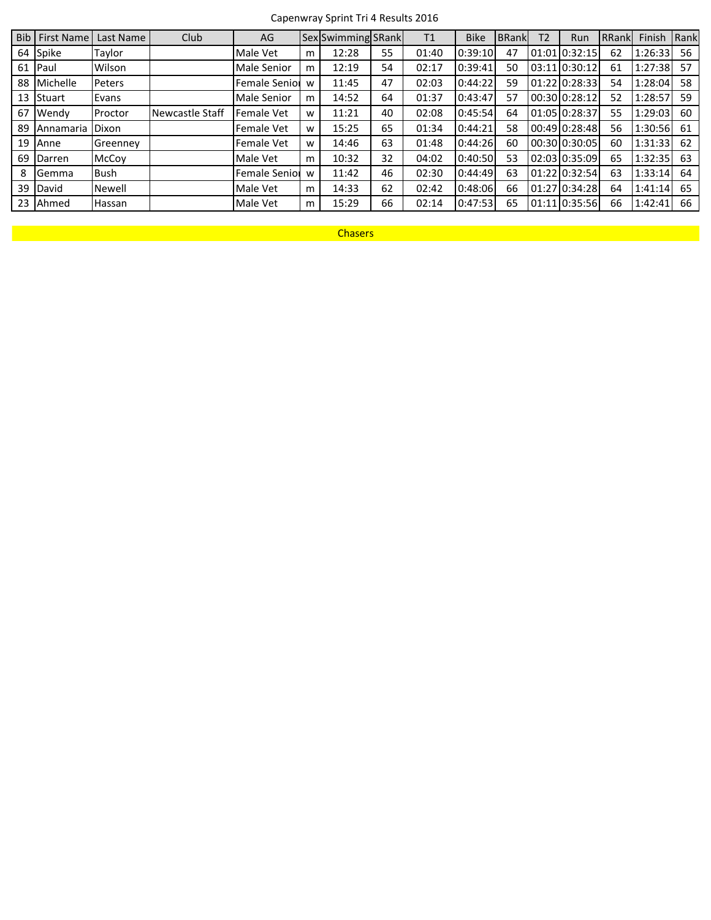Capenwray Sprint Tri 4 Results 2016

| Bib | First Name | Last Name | Club | AG | Sex | Swimming | SRank | T1 | Bike | BRank | T2 | Run | RRank | Finish | Rank |
|---|---|---|---|---|---|---|---|---|---|---|---|---|---|---|---|
| 64 | Spike | Taylor | | Male Vet | m | 12:28 | 55 | 01:40 | 0:39:10 | 47 | 01:01 | 0:32:15 | 62 | 1:26:33 | 56 |
| 61 | Paul | Wilson | | Male Senior | m | 12:19 | 54 | 02:17 | 0:39:41 | 50 | 03:11 | 0:30:12 | 61 | 1:27:38 | 57 |
| 88 | Michelle | Peters | | Female Senior | w | 11:45 | 47 | 02:03 | 0:44:22 | 59 | 01:22 | 0:28:33 | 54 | 1:28:04 | 58 |
| 13 | Stuart | Evans | | Male Senior | m | 14:52 | 64 | 01:37 | 0:43:47 | 57 | 00:30 | 0:28:12 | 52 | 1:28:57 | 59 |
| 67 | Wendy | Proctor | Newcastle Staff | Female Vet | w | 11:21 | 40 | 02:08 | 0:45:54 | 64 | 01:05 | 0:28:37 | 55 | 1:29:03 | 60 |
| 89 | Annamaria | Dixon | | Female Vet | w | 15:25 | 65 | 01:34 | 0:44:21 | 58 | 00:49 | 0:28:48 | 56 | 1:30:56 | 61 |
| 19 | Anne | Greenney | | Female Vet | w | 14:46 | 63 | 01:48 | 0:44:26 | 60 | 00:30 | 0:30:05 | 60 | 1:31:33 | 62 |
| 69 | Darren | McCoy | | Male Vet | m | 10:32 | 32 | 04:02 | 0:40:50 | 53 | 02:03 | 0:35:09 | 65 | 1:32:35 | 63 |
| 8 | Gemma | Bush | | Female Senior | w | 11:42 | 46 | 02:30 | 0:44:49 | 63 | 01:22 | 0:32:54 | 63 | 1:33:14 | 64 |
| 39 | David | Newell | | Male Vet | m | 14:33 | 62 | 02:42 | 0:48:06 | 66 | 01:27 | 0:34:28 | 64 | 1:41:14 | 65 |
| 23 | Ahmed | Hassan | | Male Vet | m | 15:29 | 66 | 02:14 | 0:47:53 | 65 | 01:11 | 0:35:56 | 66 | 1:42:41 | 66 |

Chasers